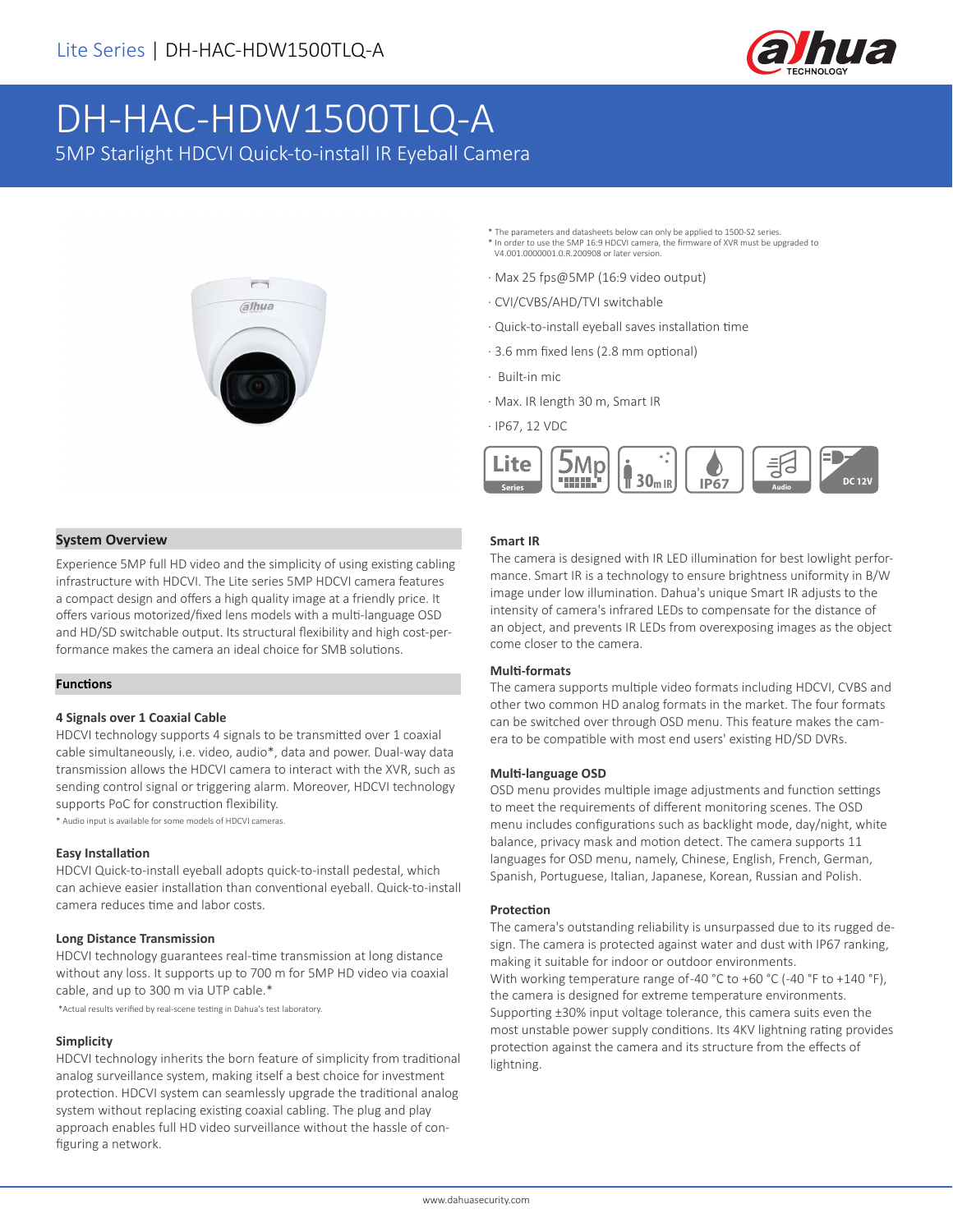# DH-HAC-HDW1500TLQ-A

5MP Starlight HDCVI Quick-to-install IR Eyeball Camera

* The parameters and datasheets below can only be applied to 1500-S2 series.
* In order to use the 5MP 16:9 HDCVI camera, the firmware of XVR must be upgraded to V4.001.0000001.0.R.200908 or later version.

- Max 25 fps@5MP (16:9 video output)
- CVI/CVBS/AHD/TVI switchable
- Quick-to-install eyeball saves installation time
- 3.6 mm fixed lens (2.8 mm optional)
- Built-in mic
- Max. IR length 30 m, Smart IR
- IP67, 12 VDC

Lite Series | 5Mp | 30m IR | IP67 | Audio | DC 12V

## System Overview

Experience 5MP full HD video and the simplicity of using existing cabling infrastructure with HDCVI. The Lite series 5MP HDCVI camera features a compact design and offers a high quality image at a friendly price. It offers various motorized/fixed lens models with a multi-language OSD and HD/SD switchable output. Its structural flexibility and high cost-performance makes the camera an ideal choice for SMB solutions.

## Functions

### 4 Signals over 1 Coaxial Cable

HDCVI technology supports 4 signals to be transmitted over 1 coaxial cable simultaneously, i.e. video, audio*, data and power. Dual-way data transmission allows the HDCVI camera to interact with the XVR, such as sending control signal or triggering alarm. Moreover, HDCVI technology supports PoC for construction flexibility.

* Audio input is available for some models of HDCVI cameras.

### Easy Installation

HDCVI Quick-to-install eyeball adopts quick-to-install pedestal, which can achieve easier installation than conventional eyeball. Quick-to-install camera reduces time and labor costs.

### Long Distance Transmission

HDCVI technology guarantees real-time transmission at long distance without any loss. It supports up to 700 m for 5MP HD video via coaxial cable, and up to 300 m via UTP cable.*

*Actual results verified by real-scene testing in Dahua's test laboratory.

### Simplicity

HDCVI technology inherits the born feature of simplicity from traditional analog surveillance system, making itself a best choice for investment protection. HDCVI system can seamlessly upgrade the traditional analog system without replacing existing coaxial cabling. The plug and play approach enables full HD video surveillance without the hassle of configuring a network.

### Smart IR

The camera is designed with IR LED illumination for best lowlight performance. Smart IR is a technology to ensure brightness uniformity in B/W image under low illumination. Dahua's unique Smart IR adjusts to the intensity of camera's infrared LEDs to compensate for the distance of an object, and prevents IR LEDs from overexposing images as the object come closer to the camera.

### Multi-formats

The camera supports multiple video formats including HDCVI, CVBS and other two common HD analog formats in the market. The four formats can be switched over through OSD menu. This feature makes the camera to be compatible with most end users' existing HD/SD DVRs.

### Multi-language OSD

OSD menu provides multiple image adjustments and function settings to meet the requirements of different monitoring scenes. The OSD menu includes configurations such as backlight mode, day/night, white balance, privacy mask and motion detect. The camera supports 11 languages for OSD menu, namely, Chinese, English, French, German, Spanish, Portuguese, Italian, Japanese, Korean, Russian and Polish.

### Protection

The camera's outstanding reliability is unsurpassed due to its rugged design. The camera is protected against water and dust with IP67 ranking, making it suitable for indoor or outdoor environments.
With working temperature range of -40 °C to +60 °C (-40 °F to +140 °F), the camera is designed for extreme temperature environments. Supporting ±30% input voltage tolerance, this camera suits even the most unstable power supply conditions. Its 4KV lightning rating provides protection against the camera and its structure from the effects of lightning.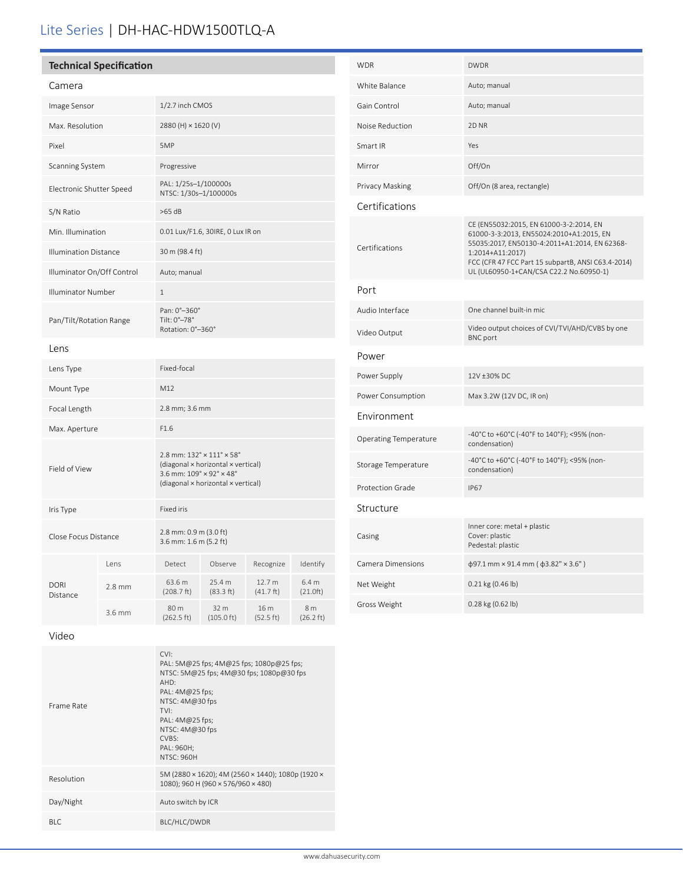# Lite Series | DH-HAC-HDW1500TLQ-A

## Technical Specification

### Camera

| | |
|---|---|
| Image Sensor | 1/2.7 inch CMOS |
| Max. Resolution | 2880 (H) × 1620 (V) |
| Pixel | 5MP |
| Scanning System | Progressive |
| Electronic Shutter Speed | PAL: 1/25s–1/100000s<br>NTSC: 1/30s–1/100000s |
| S/N Ratio | >65 dB |
| Min. Illumination | 0.01 Lux/F1.6, 30IRE, 0 Lux IR on |
| Illumination Distance | 30 m (98.4 ft) |
| Illuminator On/Off Control | Auto; manual |
| Illuminator Number | 1 |
| Pan/Tilt/Rotation Range | Pan: 0°–360°<br>Tilt: 0°–78°<br>Rotation: 0°–360° |

### Lens

| | |
|---|---|
| Lens Type | Fixed-focal |
| Mount Type | M12 |
| Focal Length | 2.8 mm; 3.6 mm |
| Max. Aperture | F1.6 |
| Field of View | 2.8 mm: 132° × 111° × 58°<br>(diagonal × horizontal × vertical)<br>3.6 mm: 109° × 92° × 48°<br>(diagonal × horizontal × vertical) |
| Iris Type | Fixed iris |
| Close Focus Distance | 2.8 mm: 0.9 m (3.0 ft)<br>3.6 mm: 1.6 m (5.2 ft) |

| DORI Distance | Lens | Detect | Observe | Recognize | Identify |
|---|---|---|---|---|---|
| | 2.8 mm | 63.6 m (208.7 ft) | 25.4 m (83.3 ft) | 12.7 m (41.7 ft) | 6.4 m (21.0ft) |
| | 3.6 mm | 80 m (262.5 ft) | 32 m (105.0 ft) | 16 m (52.5 ft) | 8 m (26.2 ft) |

### Video

| | |
|---|---|
| Frame Rate | CVI:<br>PAL: 5M@25 fps; 4M@25 fps; 1080p@25 fps;<br>NTSC: 5M@25 fps; 4M@30 fps; 1080p@30 fps<br>AHD:<br>PAL: 4M@25 fps;<br>NTSC: 4M@30 fps<br>TVI:<br>PAL: 4M@25 fps;<br>NTSC: 4M@30 fps<br>CVBS:<br>PAL: 960H;<br>NTSC: 960H |
| Resolution | 5M (2880 × 1620); 4M (2560 × 1440); 1080p (1920 × 1080); 960 H (960 × 576/960 × 480) |
| Day/Night | Auto switch by ICR |
| BLC | BLC/HLC/DWDR |
| WDR | DWDR |
| White Balance | Auto; manual |
| Gain Control | Auto; manual |
| Noise Reduction | 2D NR |
| Smart IR | Yes |
| Mirror | Off/On |
| Privacy Masking | Off/On (8 area, rectangle) |

### Certifications

| | |
|---|---|
| Certifications | CE (EN55032:2015, EN 61000-3-2:2014, EN 61000-3-3:2013, EN55024:2010+A1:2015, EN 55035:2017, EN50130-4:2011+A1:2014, EN 62368-1:2014+A11:2017)<br>FCC (CFR 47 FCC Part 15 subpartB, ANSI C63.4-2014)<br>UL (UL60950-1+CAN/CSA C22.2 No.60950-1) |

### Port

| | |
|---|---|
| Audio Interface | One channel built-in mic |
| Video Output | Video output choices of CVI/TVI/AHD/CVBS by one BNC port |

### Power

| | |
|---|---|
| Power Supply | 12V ±30% DC |
| Power Consumption | Max 3.2W (12V DC, IR on) |

### Environment

| | |
|---|---|
| Operating Temperature | -40°C to +60°C (-40°F to 140°F); <95% (non-condensation) |
| Storage Temperature | -40°C to +60°C (-40°F to 140°F); <95% (non-condensation) |
| Protection Grade | IP67 |

### Structure

| | |
|---|---|
| Casing | Inner core: metal + plastic<br>Cover: plastic<br>Pedestal: plastic |
| Camera Dimensions | ф97.1 mm × 91.4 mm ( ф3.82" × 3.6" ) |
| Net Weight | 0.21 kg (0.46 lb) |
| Gross Weight | 0.28 kg (0.62 lb) |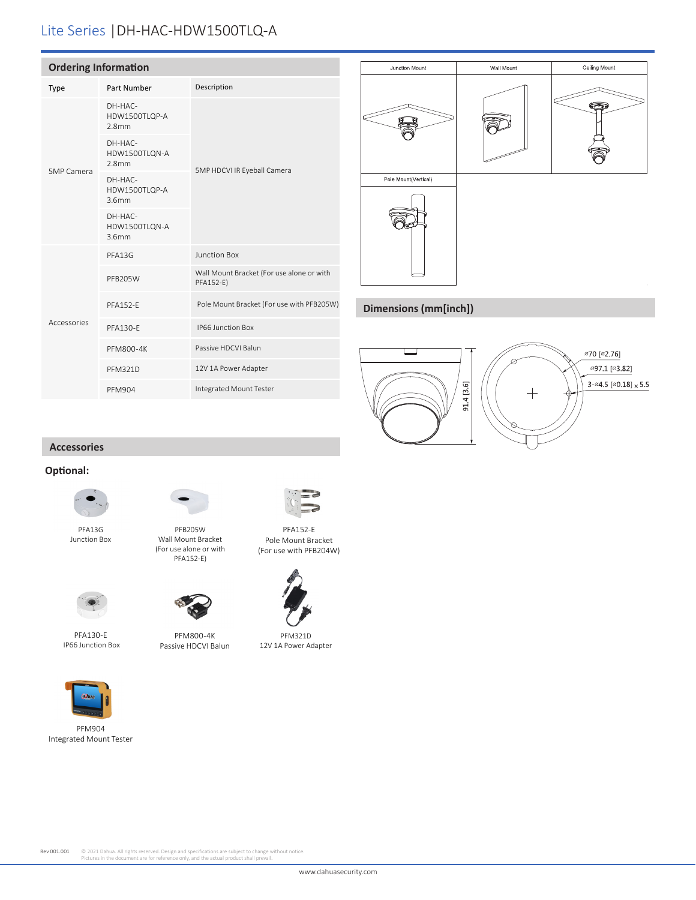# Lite Series | DH-HAC-HDW1500TLQ-A

## Ordering Information

| Type | Part Number | Description |
| --- | --- | --- |
| 5MP Camera | DH-HAC-HDW1500TLQP-A 2.8mm | 5MP HDCVI IR Eyeball Camera |
| | DH-HAC-HDW1500TLQN-A 2.8mm | |
| | DH-HAC-HDW1500TLQP-A 3.6mm | |
| | DH-HAC-HDW1500TLQN-A 3.6mm | |
| Accessories | PFA13G | Junction Box |
| | PFB205W | Wall Mount Bracket (For use alone or with PFA152-E) |
| | PFA152-E | Pole Mount Bracket (For use with PFB205W) |
| | PFA130-E | IP66 Junction Box |
| | PFM800-4K | Passive HDCVI Balun |
| | PFM321D | 12V 1A Power Adapter |
| | PFM904 | Integrated Mount Tester |

Junction Mount

Wall Mount

Ceiling Mount

Pole Mount(Vertical)

## Dimensions (mm[inch])

91.4 [3.6]

⌀70 [⌀2.76]

⌀97.1 [⌀3.82]

3-⌀4.5 [⌀0.18] x 5.5

## Accessories

### Optional:

PFA13G
Junction Box

PFB205W
Wall Mount Bracket
(For use alone or with PFA152-E)

PFA152-E
Pole Mount Bracket
(For use with PFB204W)

PFA130-E
IP66 Junction Box

PFM800-4K
Passive HDCVI Balun

PFM321D
12V 1A Power Adapter

PFM904
Integrated Mount Tester

Rev 001.001 © 2021 Dahua. All rights reserved. Design and specifications are subject to change without notice.
Pictures in the document are for reference only, and the actual product shall prevail.

www.dahuasecurity.com